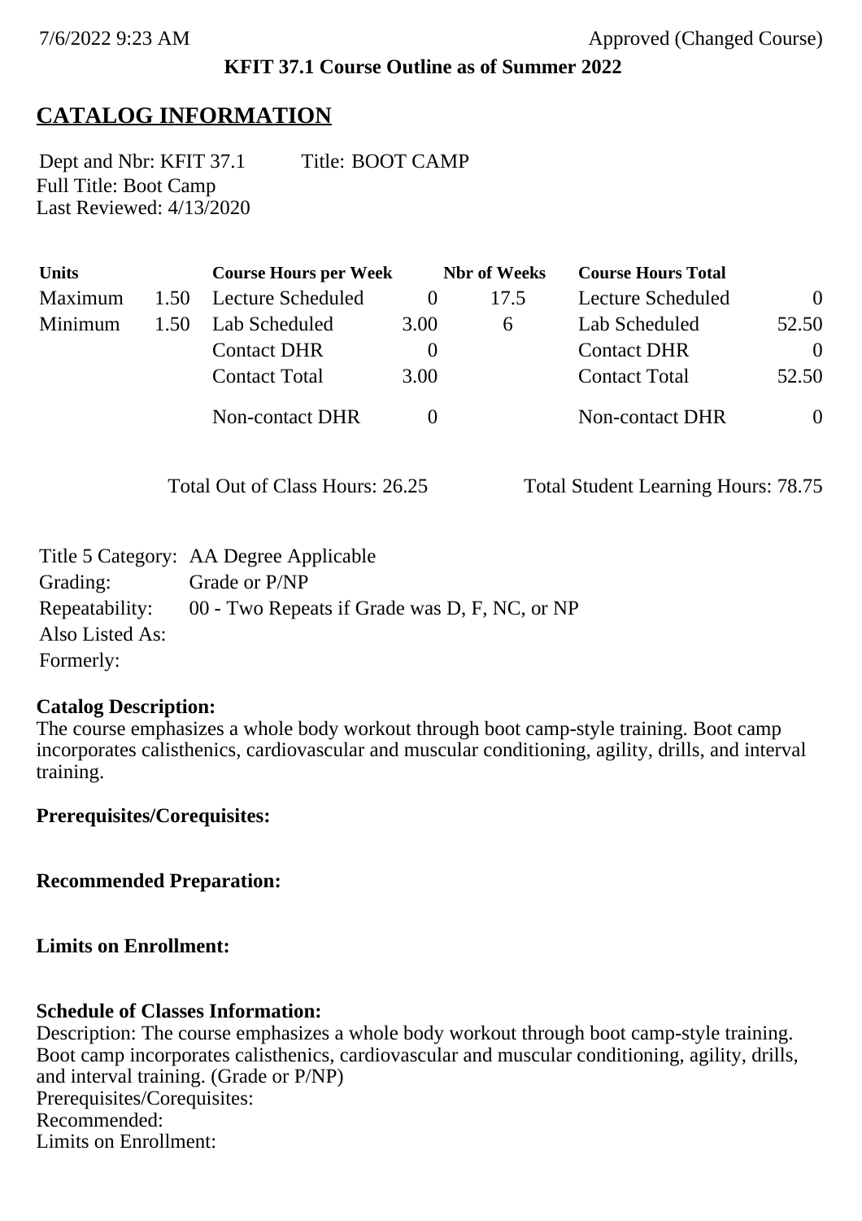7/6/2022 9:23 AM Approved (Changed Course)

**KFIT 37.1 Course Outline as of Summer 2022**

# CATALOG INFORMATION

Dept and Nbr: KFIT 37.1 Title: BOOT CAMP
Full Title: Boot Camp
Last Reviewed: 4/13/2020

| Units | | Course Hours per Week | | Nbr of Weeks | Course Hours Total | |
|---|---|---|---|---|---|---|
| Maximum | 1.50 | Lecture Scheduled | 0 | 17.5 | Lecture Scheduled | 0 |
| Minimum | 1.50 | Lab Scheduled | 3.00 | 6 | Lab Scheduled | 52.50 |
| | | Contact DHR | 0 | | Contact DHR | 0 |
| | | Contact Total | 3.00 | | Contact Total | 52.50 |
| | | Non-contact DHR | 0 | | Non-contact DHR | 0 |

Total Out of Class Hours: 26.25 Total Student Learning Hours: 78.75

Title 5 Category: AA Degree Applicable
Grading: Grade or P/NP
Repeatability: 00 - Two Repeats if Grade was D, F, NC, or NP
Also Listed As:
Formerly:

**Catalog Description:**
The course emphasizes a whole body workout through boot camp-style training. Boot camp incorporates calisthenics, cardiovascular and muscular conditioning, agility, drills, and interval training.

**Prerequisites/Corequisites:**

**Recommended Preparation:**

**Limits on Enrollment:**

**Schedule of Classes Information:**
Description: The course emphasizes a whole body workout through boot camp-style training. Boot camp incorporates calisthenics, cardiovascular and muscular conditioning, agility, drills, and interval training. (Grade or P/NP)
Prerequisites/Corequisites:
Recommended:
Limits on Enrollment: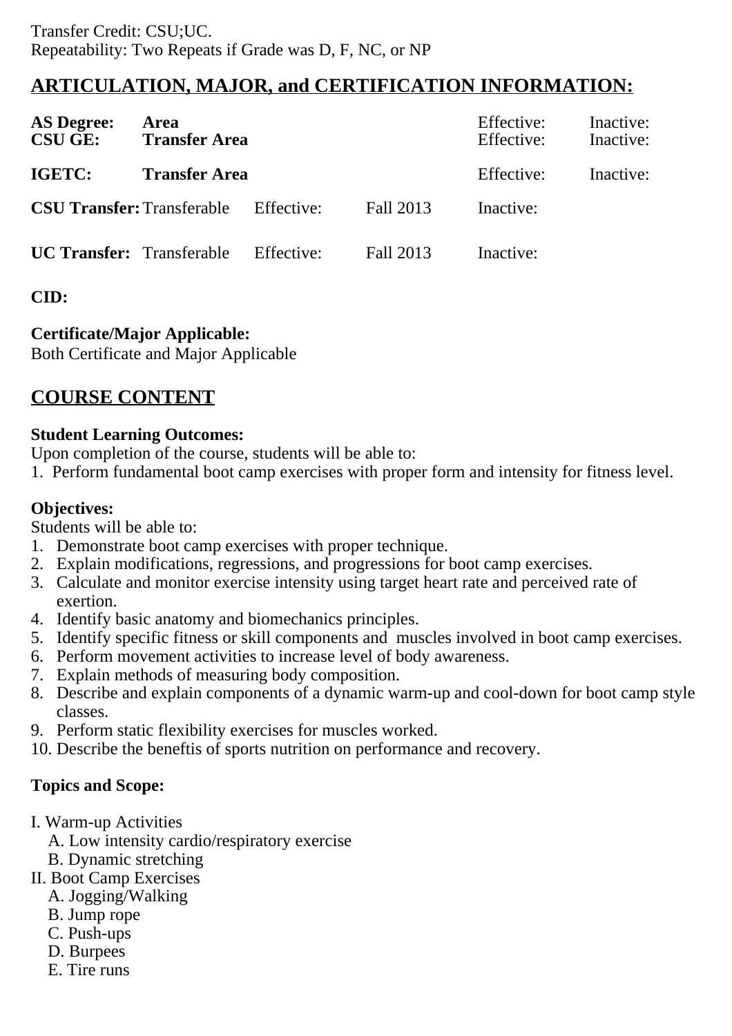Transfer Credit: CSU;UC.
Repeatability: Two Repeats if Grade was D, F, NC, or NP

## ARTICULATION, MAJOR, and CERTIFICATION INFORMATION:

| | | | | | |
|---|---|---|---|---|---|
| **AS Degree:** | **Area** | | | Effective: | Inactive: |
| **CSU GE:** | **Transfer Area** | | | Effective: | Inactive: |
| **IGETC:** | **Transfer Area** | | | Effective: | Inactive: |
| **CSU Transfer:** | Transferable | Effective: | Fall 2013 | Inactive: | |
| **UC Transfer:** | Transferable | Effective: | Fall 2013 | Inactive: | |

**CID:**

**Certificate/Major Applicable:**
Both Certificate and Major Applicable

## COURSE CONTENT

**Student Learning Outcomes:**
Upon completion of the course, students will be able to:
1. Perform fundamental boot camp exercises with proper form and intensity for fitness level.

**Objectives:**
Students will be able to:
1. Demonstrate boot camp exercises with proper technique.
2. Explain modifications, regressions, and progressions for boot camp exercises.
3. Calculate and monitor exercise intensity using target heart rate and perceived rate of exertion.
4. Identify basic anatomy and biomechanics principles.
5. Identify specific fitness or skill components and muscles involved in boot camp exercises.
6. Perform movement activities to increase level of body awareness.
7. Explain methods of measuring body composition.
8. Describe and explain components of a dynamic warm-up and cool-down for boot camp style classes.
9. Perform static flexibility exercises for muscles worked.
10. Describe the beneftis of sports nutrition on performance and recovery.

**Topics and Scope:**

I. Warm-up Activities
  A. Low intensity cardio/respiratory exercise
  B. Dynamic stretching
II. Boot Camp Exercises
  A. Jogging/Walking
  B. Jump rope
  C. Push-ups
  D. Burpees
  E. Tire runs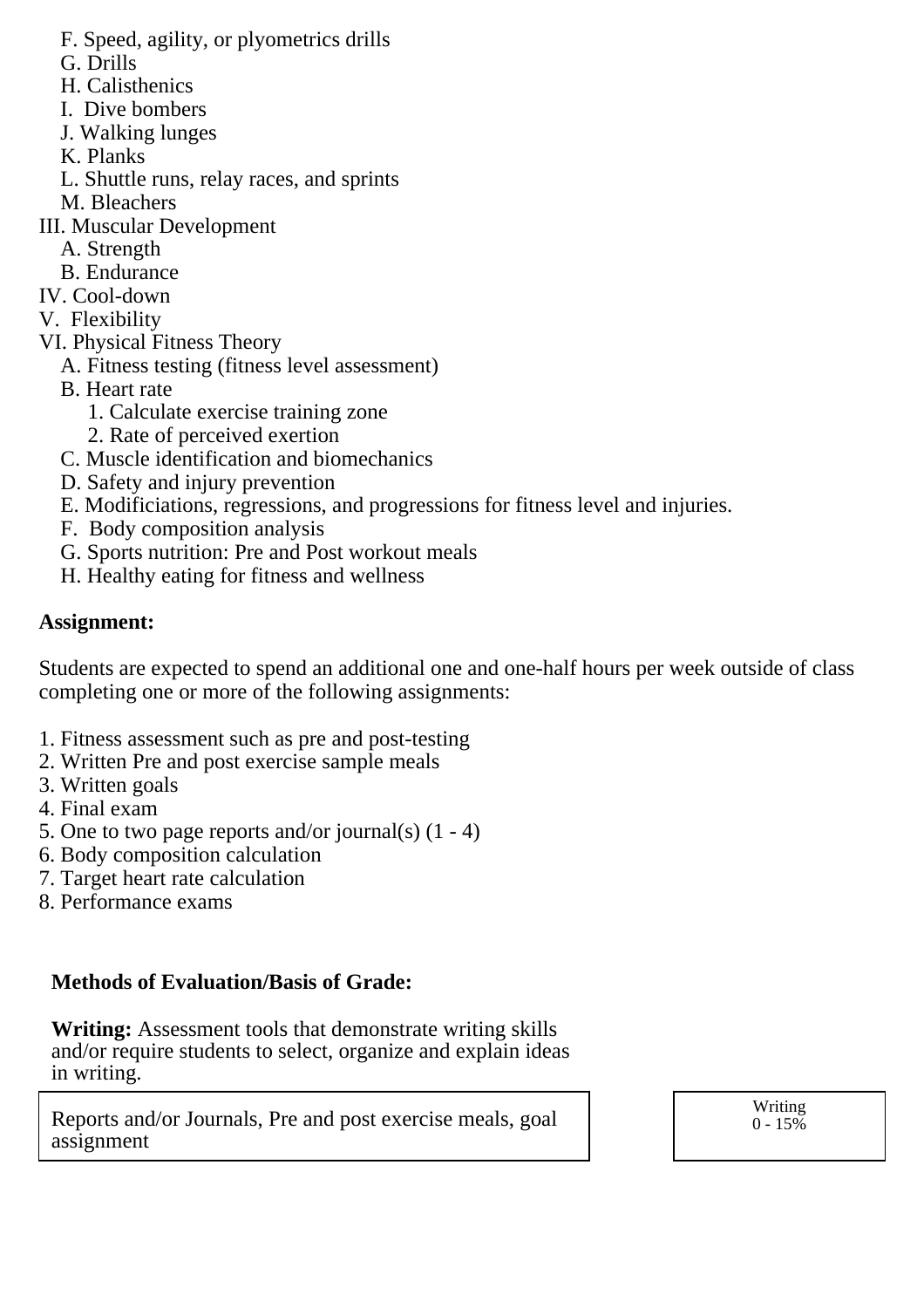F. Speed, agility, or plyometrics drills
G. Drills
H. Calisthenics
I. Dive bombers
J. Walking lunges
K. Planks
L. Shuttle runs, relay races, and sprints
M. Bleachers

III. Muscular Development
A. Strength
B. Endurance

IV. Cool-down

V. Flexibility

VI. Physical Fitness Theory
A. Fitness testing (fitness level assessment)
B. Heart rate
1. Calculate exercise training zone
2. Rate of perceived exertion
C. Muscle identification and biomechanics
D. Safety and injury prevention
E. Modificiations, regressions, and progressions for fitness level and injuries.
F. Body composition analysis
G. Sports nutrition: Pre and Post workout meals
H. Healthy eating for fitness and wellness

**Assignment:**

Students are expected to spend an additional one and one-half hours per week outside of class completing one or more of the following assignments:

1. Fitness assessment such as pre and post-testing
2. Written Pre and post exercise sample meals
3. Written goals
4. Final exam
5. One to two page reports and/or journal(s) (1 - 4)
6. Body composition calculation
7. Target heart rate calculation
8. Performance exams

**Methods of Evaluation/Basis of Grade:**

**Writing:** Assessment tools that demonstrate writing skills and/or require students to select, organize and explain ideas in writing.

| Reports and/or Journals, Pre and post exercise meals, goal assignment | Writing 0 - 15% |
| --- | --- |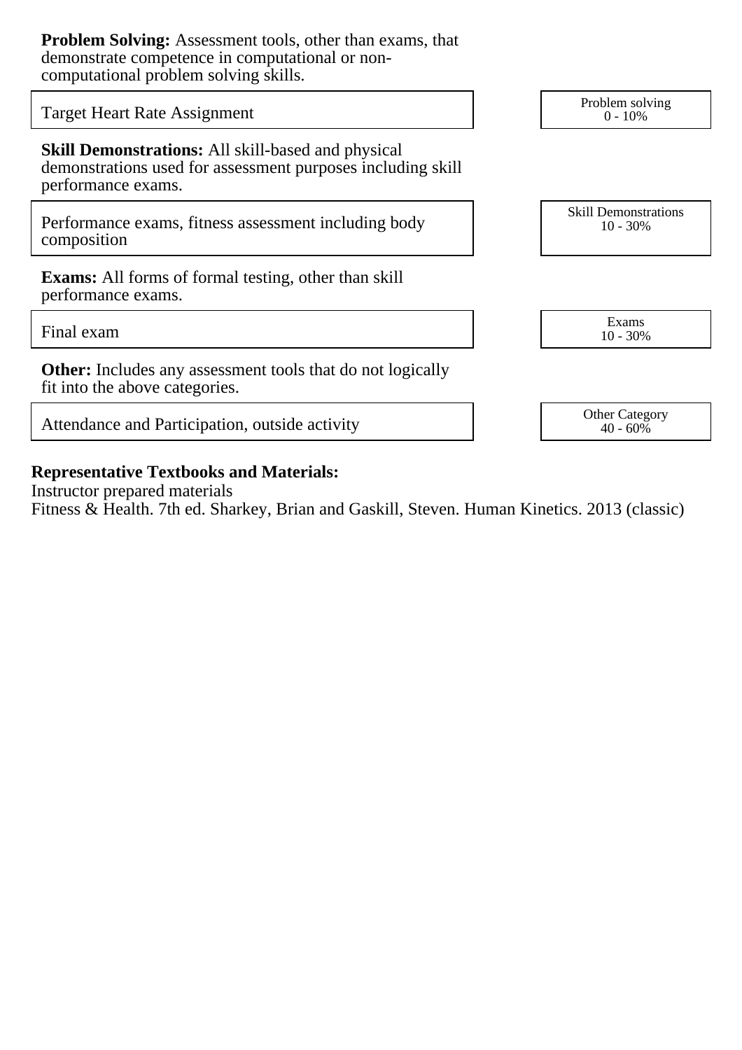**Problem Solving:** Assessment tools, other than exams, that demonstrate competence in computational or non-computational problem solving skills.

| | |
|---|---|
| Target Heart Rate Assignment | Problem solving<br>0 - 10% |

**Skill Demonstrations:** All skill-based and physical demonstrations used for assessment purposes including skill performance exams.

| | |
|---|---|
| Performance exams, fitness assessment including body composition | Skill Demonstrations<br>10 - 30% |

**Exams:** All forms of formal testing, other than skill performance exams.

| | |
|---|---|
| Final exam | Exams<br>10 - 30% |

**Other:** Includes any assessment tools that do not logically fit into the above categories.

| | |
|---|---|
| Attendance and Participation, outside activity | Other Category<br>40 - 60% |

**Representative Textbooks and Materials:**

Instructor prepared materials

Fitness & Health. 7th ed. Sharkey, Brian and Gaskill, Steven. Human Kinetics. 2013 (classic)